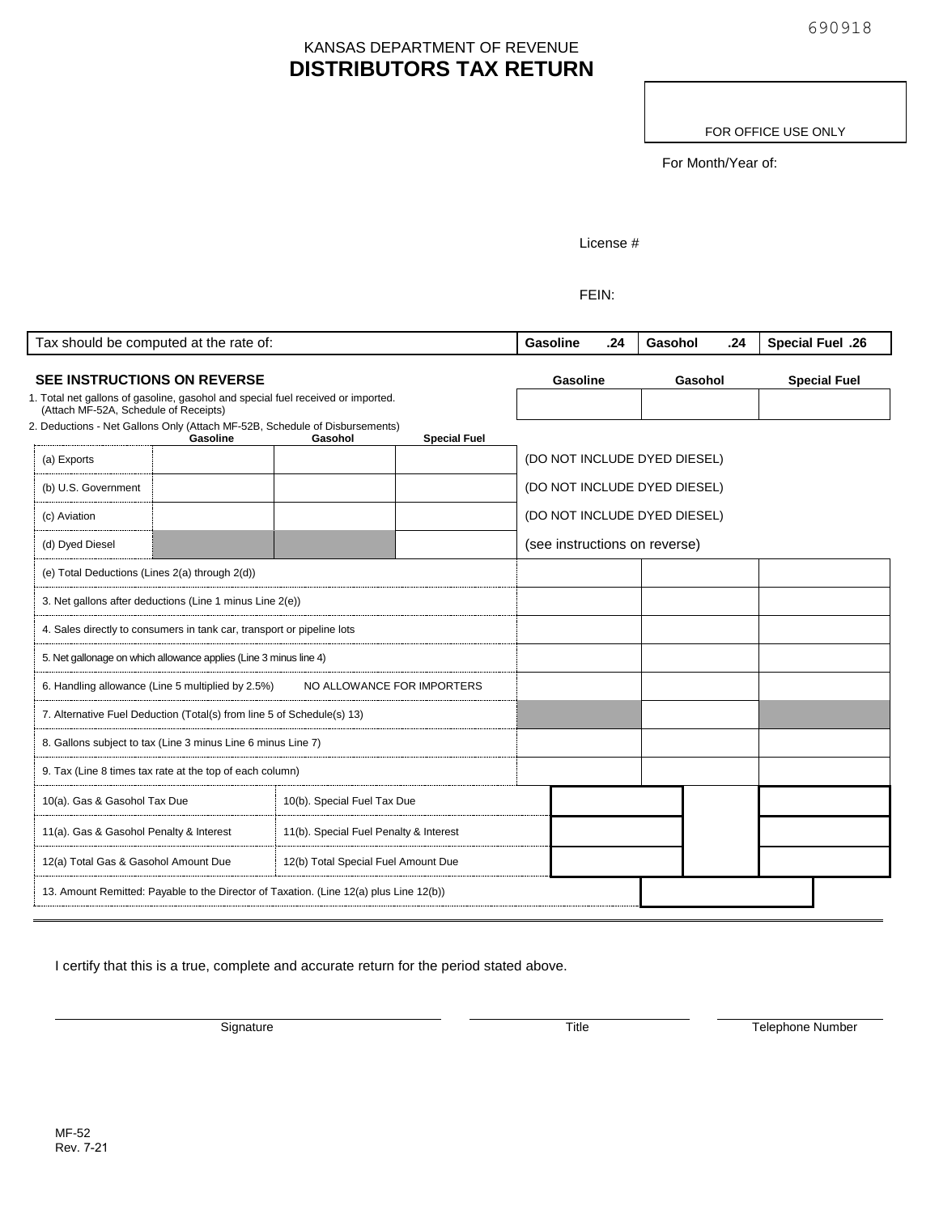690918

KANSAS DEPARTMENT OF REVENUE

# DISTRIBUTORS TAX RETURN

FOR OFFICE USE ONLY

For Month/Year of:

License #

FEIN:

| Tax should be computed at the rate of: | Gasoline .24 | Gasohol .24 | Special Fuel .26 |
|---|---|---|---|

**SEE INSTRUCTIONS ON REVERSE**

| | Gasoline | Gasohol | Special Fuel |
|---|---|---|---|
| 1. Total net gallons of gasoline, gasohol and special fuel received or imported. (Attach MF-52A, Schedule of Receipts) | | | |

2. Deductions - Net Gallons Only (Attach MF-52B, Schedule of Disbursements)

| | Gasoline | Gasohol | Special Fuel | |
|---|---|---|---|---|
| (a) Exports | | | | (DO NOT INCLUDE DYED DIESEL) |
| (b) U.S. Government | | | | (DO NOT INCLUDE DYED DIESEL) |
| (c) Aviation | | | | (DO NOT INCLUDE DYED DIESEL) |
| (d) Dyed Diesel | | | | (see instructions on reverse) |

| | Gasoline | Gasohol | Special Fuel |
|---|---|---|---|
| (e) Total Deductions (Lines 2(a) through 2(d)) | | | |
| 3. Net gallons after deductions (Line 1 minus Line 2(e)) | | | |
| 4. Sales directly to consumers in tank car, transport or pipeline lots | | | |
| 5. Net gallonage on which allowance applies (Line 3 minus line 4) | | | |
| 6. Handling allowance (Line 5 multiplied by 2.5%) NO ALLOWANCE FOR IMPORTERS | | | |
| 7. Alternative Fuel Deduction (Total(s) from line 5 of Schedule(s) 13) | | | |
| 8. Gallons subject to tax (Line 3 minus Line 6 minus Line 7) | | | |
| 9. Tax (Line 8 times tax rate at the top of each column) | | | |

| | | Gas & Gasohol | Special Fuel |
|---|---|---|---|
| 10(a). Gas & Gasohol Tax Due | 10(b). Special Fuel Tax Due | | |
| 11(a). Gas & Gasohol Penalty & Interest | 11(b). Special Fuel Penalty & Interest | | |
| 12(a) Total Gas & Gasohol Amount Due | 12(b) Total Special Fuel Amount Due | | |

13. Amount Remitted: Payable to the Director of Taxation. (Line 12(a) plus Line 12(b)) ____________

I certify that this is a true, complete and accurate return for the period stated above.

| Signature | Title | Telephone Number |
|---|---|---|
| | | |

MF-52
Rev. 7-21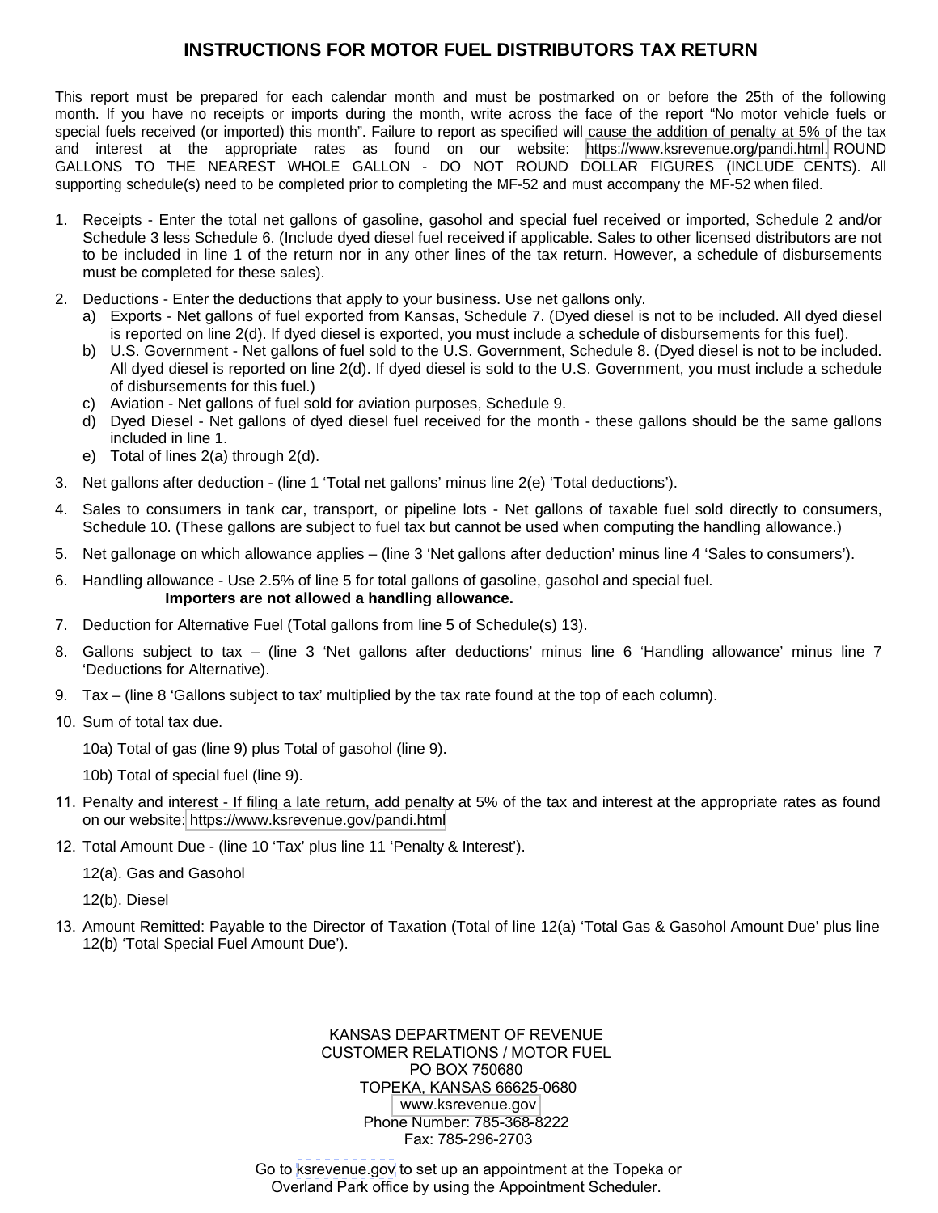# INSTRUCTIONS FOR MOTOR FUEL DISTRIBUTORS TAX RETURN

This report must be prepared for each calendar month and must be postmarked on or before the 25th of the following month. If you have no receipts or imports during the month, write across the face of the report "No motor vehicle fuels or special fuels received (or imported) this month". Failure to report as specified will cause the addition of penalty at 5% of the tax and interest at the appropriate rates as found on our website: https://www.ksrevenue.org/pandi.html. ROUND GALLONS TO THE NEAREST WHOLE GALLON - DO NOT ROUND DOLLAR FIGURES (INCLUDE CENTS). All supporting schedule(s) need to be completed prior to completing the MF-52 and must accompany the MF-52 when filed.

1. Receipts - Enter the total net gallons of gasoline, gasohol and special fuel received or imported, Schedule 2 and/or Schedule 3 less Schedule 6. (Include dyed diesel fuel received if applicable. Sales to other licensed distributors are not to be included in line 1 of the return nor in any other lines of the tax return. However, a schedule of disbursements must be completed for these sales).
2. Deductions - Enter the deductions that apply to your business. Use net gallons only.
   a) Exports - Net gallons of fuel exported from Kansas, Schedule 7. (Dyed diesel is not to be included. All dyed diesel is reported on line 2(d). If dyed diesel is exported, you must include a schedule of disbursements for this fuel).
   b) U.S. Government - Net gallons of fuel sold to the U.S. Government, Schedule 8. (Dyed diesel is not to be included. All dyed diesel is reported on line 2(d). If dyed diesel is sold to the U.S. Government, you must include a schedule of disbursements for this fuel.)
   c) Aviation - Net gallons of fuel sold for aviation purposes, Schedule 9.
   d) Dyed Diesel - Net gallons of dyed diesel fuel received for the month - these gallons should be the same gallons included in line 1.
   e) Total of lines 2(a) through 2(d).
3. Net gallons after deduction - (line 1 'Total net gallons' minus line 2(e) 'Total deductions').
4. Sales to consumers in tank car, transport, or pipeline lots - Net gallons of taxable fuel sold directly to consumers, Schedule 10. (These gallons are subject to fuel tax but cannot be used when computing the handling allowance.)
5. Net gallonage on which allowance applies – (line 3 'Net gallons after deduction' minus line 4 'Sales to consumers').
6. Handling allowance - Use 2.5% of line 5 for total gallons of gasoline, gasohol and special fuel.
   **Importers are not allowed a handling allowance.**
7. Deduction for Alternative Fuel (Total gallons from line 5 of Schedule(s) 13).
8. Gallons subject to tax – (line 3 'Net gallons after deductions' minus line 6 'Handling allowance' minus line 7 'Deductions for Alternative).
9. Tax – (line 8 'Gallons subject to tax' multiplied by the tax rate found at the top of each column).
10. Sum of total tax due.

    10a) Total of gas (line 9) plus Total of gasohol (line 9).

    10b) Total of special fuel (line 9).
11. Penalty and interest - If filing a late return, add penalty at 5% of the tax and interest at the appropriate rates as found on our website: https://www.ksrevenue.gov/pandi.html
12. Total Amount Due - (line 10 'Tax' plus line 11 'Penalty & Interest').

    12(a). Gas and Gasohol

    12(b). Diesel
13. Amount Remitted: Payable to the Director of Taxation (Total of line 12(a) 'Total Gas & Gasohol Amount Due' plus line 12(b) 'Total Special Fuel Amount Due').

KANSAS DEPARTMENT OF REVENUE
CUSTOMER RELATIONS / MOTOR FUEL
PO BOX 750680
TOPEKA, KANSAS 66625-0680
www.ksrevenue.gov
Phone Number: 785-368-8222
Fax: 785-296-2703

Go to ksrevenue.gov to set up an appointment at the Topeka or Overland Park office by using the Appointment Scheduler.